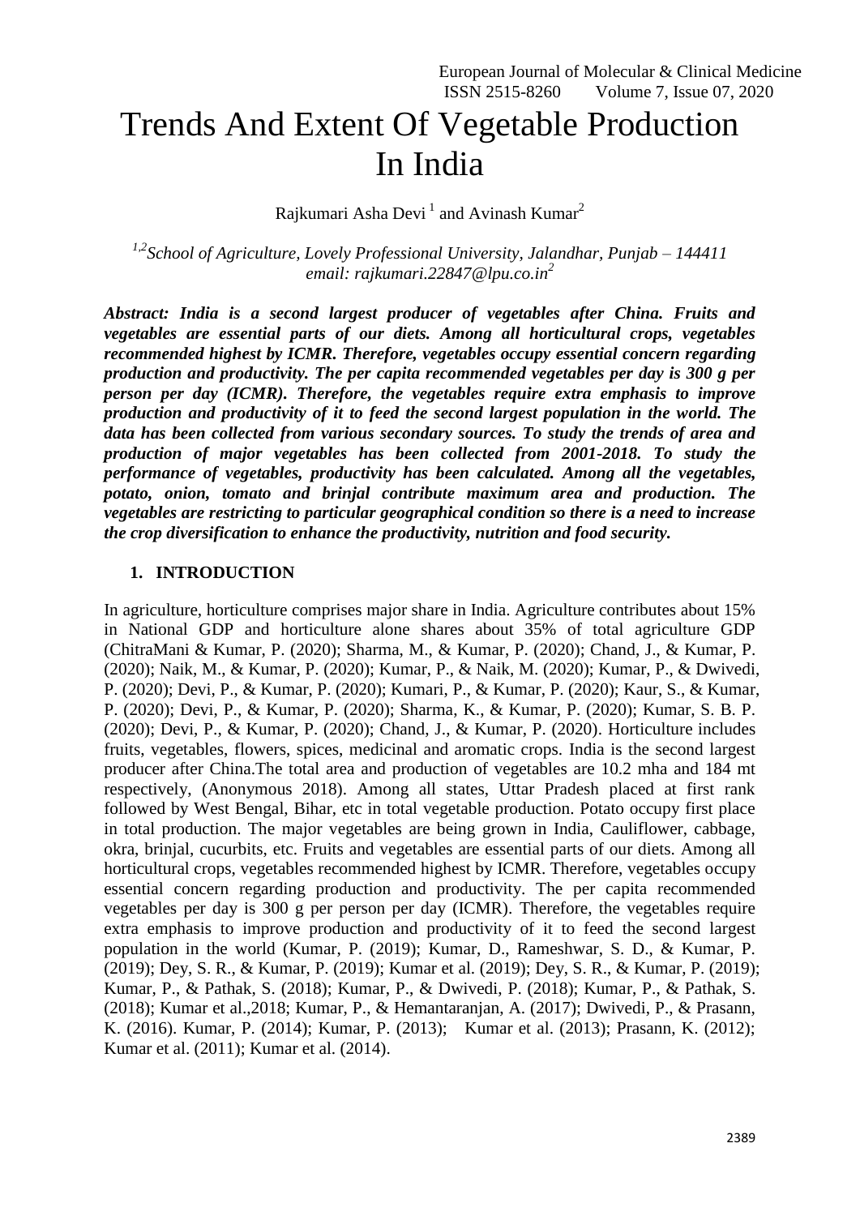# Trends And Extent Of Vegetable Production In India

Rajkumari Asha Devi [1] and Avinash Kumar[2]

*[1,2]School of Agriculture, Lovely Professional University, Jalandhar, Punjab – 144411*
*email: rajkumari.22847@lpu.co.in[2]*

***Abstract: India is a second largest producer of vegetables after China. Fruits and vegetables are essential parts of our diets. Among all horticultural crops, vegetables recommended highest by ICMR. Therefore, vegetables occupy essential concern regarding production and productivity. The per capita recommended vegetables per day is 300 g per person per day (ICMR). Therefore, the vegetables require extra emphasis to improve production and productivity of it to feed the second largest population in the world. The data has been collected from various secondary sources. To study the trends of area and production of major vegetables has been collected from 2001-2018. To study the performance of vegetables, productivity has been calculated. Among all the vegetables, potato, onion, tomato and brinjal contribute maximum area and production. The vegetables are restricting to particular geographical condition so there is a need to increase the crop diversification to enhance the productivity, nutrition and food security.***

## 1. INTRODUCTION

In agriculture, horticulture comprises major share in India. Agriculture contributes about 15% in National GDP and horticulture alone shares about 35% of total agriculture GDP (ChitraMani & Kumar, P. (2020); Sharma, M., & Kumar, P. (2020); Chand, J., & Kumar, P. (2020); Naik, M., & Kumar, P. (2020); Kumar, P., & Naik, M. (2020); Kumar, P., & Dwivedi, P. (2020); Devi, P., & Kumar, P. (2020); Kumari, P., & Kumar, P. (2020); Kaur, S., & Kumar, P. (2020); Devi, P., & Kumar, P. (2020); Sharma, K., & Kumar, P. (2020); Kumar, S. B. P. (2020); Devi, P., & Kumar, P. (2020); Chand, J., & Kumar, P. (2020). Horticulture includes fruits, vegetables, flowers, spices, medicinal and aromatic crops. India is the second largest producer after China.The total area and production of vegetables are 10.2 mha and 184 mt respectively, (Anonymous 2018). Among all states, Uttar Pradesh placed at first rank followed by West Bengal, Bihar, etc in total vegetable production. Potato occupy first place in total production. The major vegetables are being grown in India, Cauliflower, cabbage, okra, brinjal, cucurbits, etc. Fruits and vegetables are essential parts of our diets. Among all horticultural crops, vegetables recommended highest by ICMR. Therefore, vegetables occupy essential concern regarding production and productivity. The per capita recommended vegetables per day is 300 g per person per day (ICMR). Therefore, the vegetables require extra emphasis to improve production and productivity of it to feed the second largest population in the world (Kumar, P. (2019); Kumar, D., Rameshwar, S. D., & Kumar, P. (2019); Dey, S. R., & Kumar, P. (2019); Kumar et al. (2019); Dey, S. R., & Kumar, P. (2019); Kumar, P., & Pathak, S. (2018); Kumar, P., & Dwivedi, P. (2018); Kumar, P., & Pathak, S. (2018); Kumar et al.,2018; Kumar, P., & Hemantaranjan, A. (2017); Dwivedi, P., & Prasann, K. (2016). Kumar, P. (2014); Kumar, P. (2013); Kumar et al. (2013); Prasann, K. (2012); Kumar et al. (2011); Kumar et al. (2014).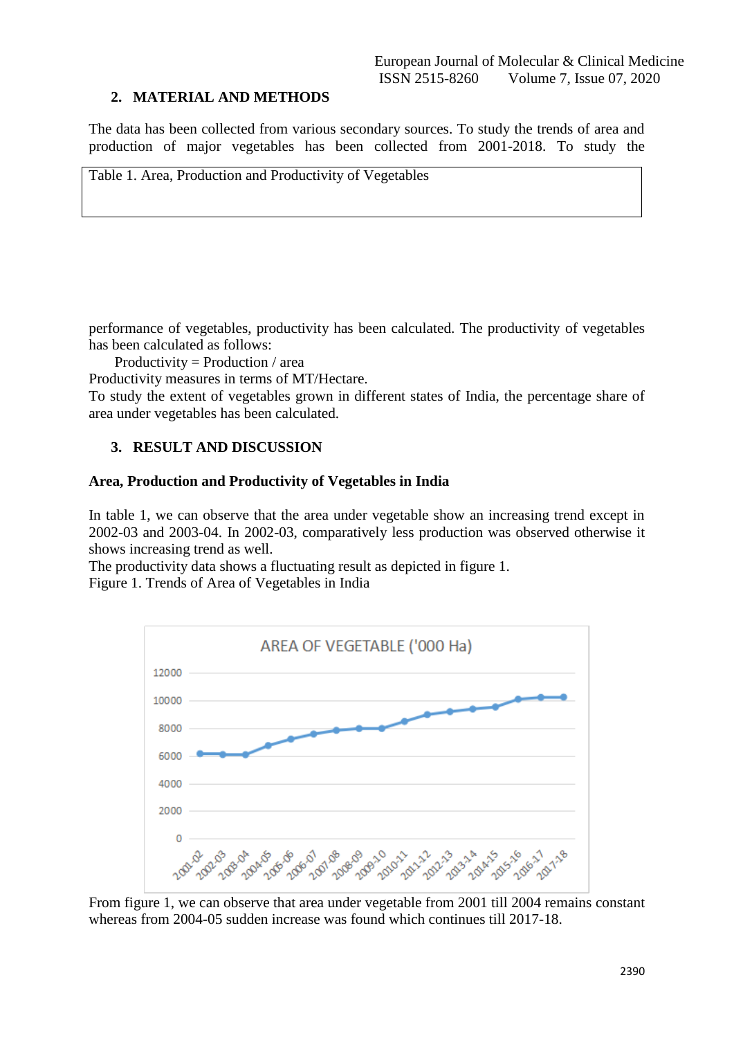## 2. MATERIAL AND METHODS

The data has been collected from various secondary sources. To study the trends of area and production of major vegetables has been collected from 2001-2018. To study the

Table 1. Area, Production and Productivity of Vegetables

performance of vegetables, productivity has been calculated. The productivity of vegetables has been calculated as follows:

Productivity = Production / area

Productivity measures in terms of MT/Hectare.

To study the extent of vegetables grown in different states of India, the percentage share of area under vegetables has been calculated.

## 3. RESULT AND DISCUSSION

### Area, Production and Productivity of Vegetables in India

In table 1, we can observe that the area under vegetable show an increasing trend except in 2002-03 and 2003-04. In 2002-03, comparatively less production was observed otherwise it shows increasing trend as well.

The productivity data shows a fluctuating result as depicted in figure 1.

Figure 1. Trends of Area of Vegetables in India

From figure 1, we can observe that area under vegetable from 2001 till 2004 remains constant whereas from 2004-05 sudden increase was found which continues till 2017-18.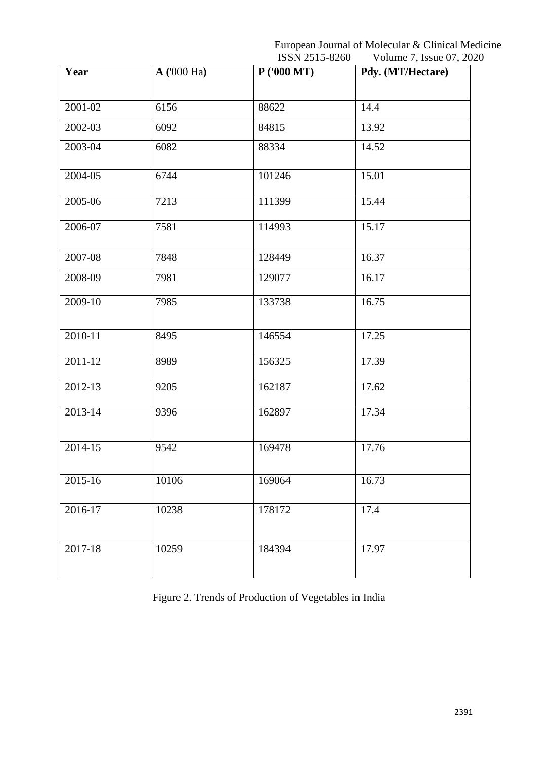| Year | A ('000 Ha) | P ('000 MT) | Pdy. (MT/Hectare) |
|---|---|---|---|
| 2001-02 | 6156 | 88622 | 14.4 |
| 2002-03 | 6092 | 84815 | 13.92 |
| 2003-04 | 6082 | 88334 | 14.52 |
| 2004-05 | 6744 | 101246 | 15.01 |
| 2005-06 | 7213 | 111399 | 15.44 |
| 2006-07 | 7581 | 114993 | 15.17 |
| 2007-08 | 7848 | 128449 | 16.37 |
| 2008-09 | 7981 | 129077 | 16.17 |
| 2009-10 | 7985 | 133738 | 16.75 |
| 2010-11 | 8495 | 146554 | 17.25 |
| 2011-12 | 8989 | 156325 | 17.39 |
| 2012-13 | 9205 | 162187 | 17.62 |
| 2013-14 | 9396 | 162897 | 17.34 |
| 2014-15 | 9542 | 169478 | 17.76 |
| 2015-16 | 10106 | 169064 | 16.73 |
| 2016-17 | 10238 | 178172 | 17.4 |
| 2017-18 | 10259 | 184394 | 17.97 |

Figure 2. Trends of Production of Vegetables in India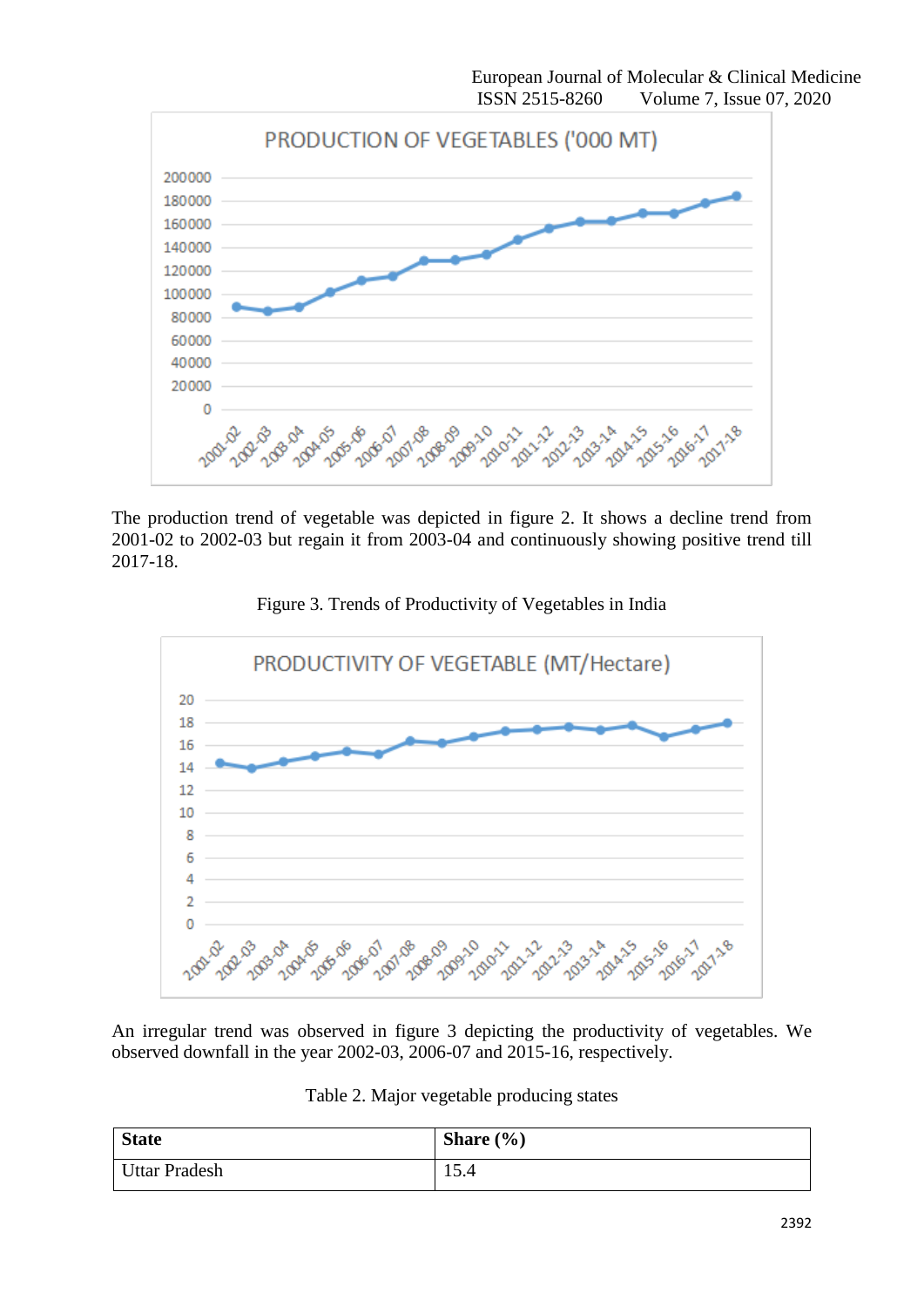The production trend of vegetable was depicted in figure 2. It shows a decline trend from 2001-02 to 2002-03 but regain it from 2003-04 and continuously showing positive trend till 2017-18.

Figure 3. Trends of Productivity of Vegetables in India

An irregular trend was observed in figure 3 depicting the productivity of vegetables. We observed downfall in the year 2002-03, 2006-07 and 2015-16, respectively.

Table 2. Major vegetable producing states

| **State** | **Share (%)** |
|---|---|
| Uttar Pradesh | 15.4 |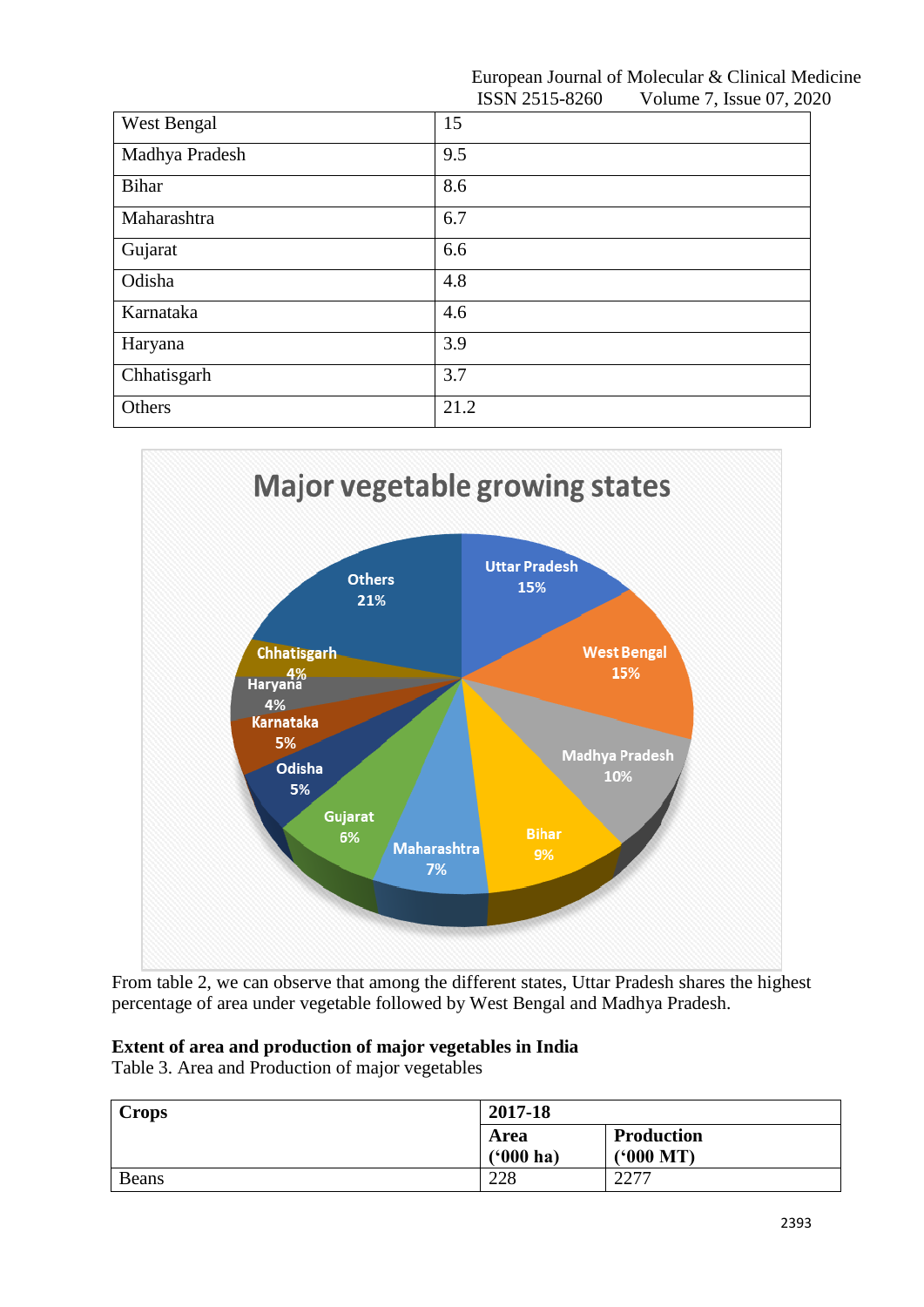| West Bengal | 15 |
|---|---|
| Madhya Pradesh | 9.5 |
| Bihar | 8.6 |
| Maharashtra | 6.7 |
| Gujarat | 6.6 |
| Odisha | 4.8 |
| Karnataka | 4.6 |
| Haryana | 3.9 |
| Chhatisgarh | 3.7 |
| Others | 21.2 |

From table 2, we can observe that among the different states, Uttar Pradesh shares the highest percentage of area under vegetable followed by West Bengal and Madhya Pradesh.

**Extent of area and production of major vegetables in India**

Table 3. Area and Production of major vegetables

| Crops | 2017-18 | |
|---|---|---|
| | **Area ('000 ha)** | **Production ('000 MT)** |
| Beans | 228 | 2277 |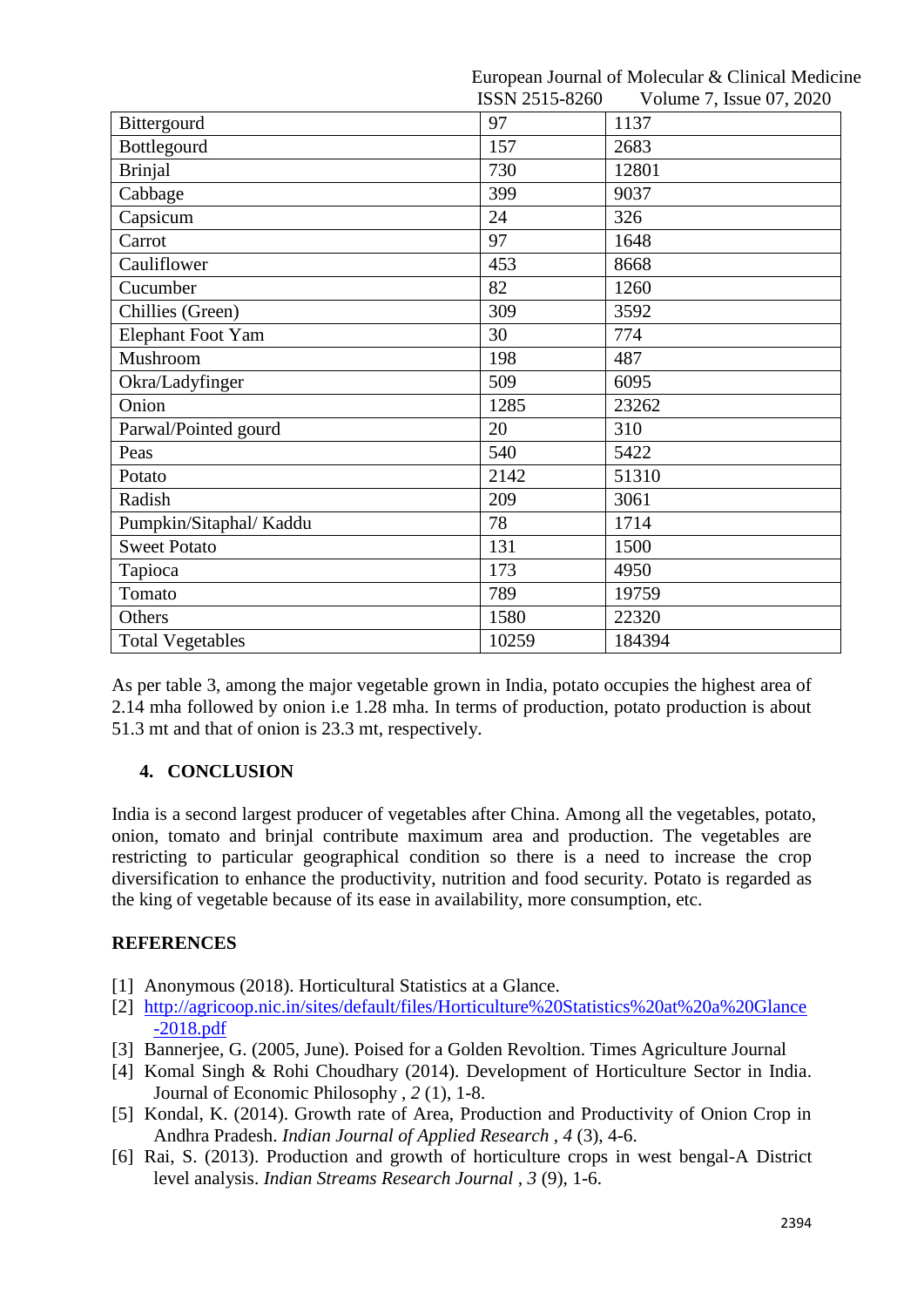| Bittergourd | 97 | 1137 |
|---|---|---|
| Bottlegourd | 157 | 2683 |
| Brinjal | 730 | 12801 |
| Cabbage | 399 | 9037 |
| Capsicum | 24 | 326 |
| Carrot | 97 | 1648 |
| Cauliflower | 453 | 8668 |
| Cucumber | 82 | 1260 |
| Chillies (Green) | 309 | 3592 |
| Elephant Foot Yam | 30 | 774 |
| Mushroom | 198 | 487 |
| Okra/Ladyfinger | 509 | 6095 |
| Onion | 1285 | 23262 |
| Parwal/Pointed gourd | 20 | 310 |
| Peas | 540 | 5422 |
| Potato | 2142 | 51310 |
| Radish | 209 | 3061 |
| Pumpkin/Sitaphal/ Kaddu | 78 | 1714 |
| Sweet Potato | 131 | 1500 |
| Tapioca | 173 | 4950 |
| Tomato | 789 | 19759 |
| Others | 1580 | 22320 |
| Total Vegetables | 10259 | 184394 |

As per table 3, among the major vegetable grown in India, potato occupies the highest area of 2.14 mha followed by onion i.e 1.28 mha. In terms of production, potato production is about 51.3 mt and that of onion is 23.3 mt, respectively.

## 4. CONCLUSION

India is a second largest producer of vegetables after China. Among all the vegetables, potato, onion, tomato and brinjal contribute maximum area and production. The vegetables are restricting to particular geographical condition so there is a need to increase the crop diversification to enhance the productivity, nutrition and food security. Potato is regarded as the king of vegetable because of its ease in availability, more consumption, etc.

## REFERENCES

[1] Anonymous (2018). Horticultural Statistics at a Glance.

[2] http://agricoop.nic.in/sites/default/files/Horticulture%20Statistics%20at%20a%20Glance-2018.pdf

[3] Bannerjee, G. (2005, June). Poised for a Golden Revoltion. Times Agriculture Journal

[4] Komal Singh & Rohi Choudhary (2014). Development of Horticulture Sector in India. Journal of Economic Philosophy , *2* (1), 1-8.

[5] Kondal, K. (2014). Growth rate of Area, Production and Productivity of Onion Crop in Andhra Pradesh. *Indian Journal of Applied Research* , *4* (3), 4-6.

[6] Rai, S. (2013). Production and growth of horticulture crops in west bengal-A District level analysis. *Indian Streams Research Journal* , *3* (9), 1-6.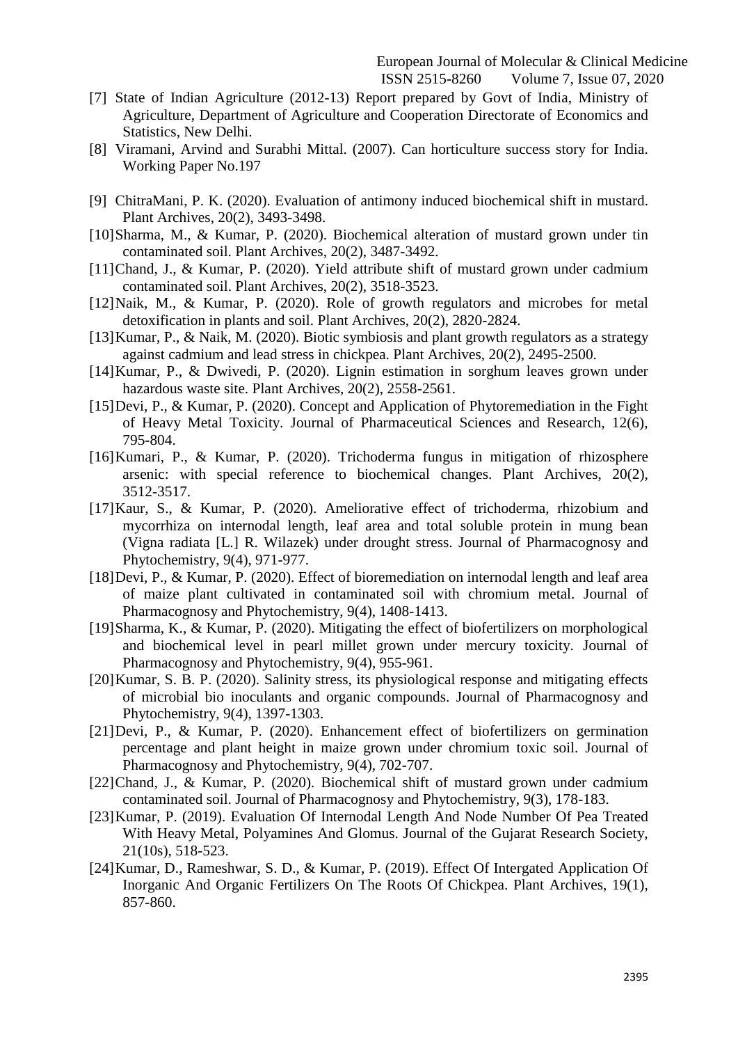[7] State of Indian Agriculture (2012-13) Report prepared by Govt of India, Ministry of Agriculture, Department of Agriculture and Cooperation Directorate of Economics and Statistics, New Delhi.

[8] Viramani, Arvind and Surabhi Mittal. (2007). Can horticulture success story for India. Working Paper No.197

[9] ChitraMani, P. K. (2020). Evaluation of antimony induced biochemical shift in mustard. Plant Archives, 20(2), 3493-3498.

[10] Sharma, M., & Kumar, P. (2020). Biochemical alteration of mustard grown under tin contaminated soil. Plant Archives, 20(2), 3487-3492.

[11] Chand, J., & Kumar, P. (2020). Yield attribute shift of mustard grown under cadmium contaminated soil. Plant Archives, 20(2), 3518-3523.

[12] Naik, M., & Kumar, P. (2020). Role of growth regulators and microbes for metal detoxification in plants and soil. Plant Archives, 20(2), 2820-2824.

[13] Kumar, P., & Naik, M. (2020). Biotic symbiosis and plant growth regulators as a strategy against cadmium and lead stress in chickpea. Plant Archives, 20(2), 2495-2500.

[14] Kumar, P., & Dwivedi, P. (2020). Lignin estimation in sorghum leaves grown under hazardous waste site. Plant Archives, 20(2), 2558-2561.

[15] Devi, P., & Kumar, P. (2020). Concept and Application of Phytoremediation in the Fight of Heavy Metal Toxicity. Journal of Pharmaceutical Sciences and Research, 12(6), 795-804.

[16] Kumari, P., & Kumar, P. (2020). Trichoderma fungus in mitigation of rhizosphere arsenic: with special reference to biochemical changes. Plant Archives, 20(2), 3512-3517.

[17] Kaur, S., & Kumar, P. (2020). Ameliorative effect of trichoderma, rhizobium and mycorrhiza on internodal length, leaf area and total soluble protein in mung bean (Vigna radiata [L.] R. Wilazek) under drought stress. Journal of Pharmacognosy and Phytochemistry, 9(4), 971-977.

[18] Devi, P., & Kumar, P. (2020). Effect of bioremediation on internodal length and leaf area of maize plant cultivated in contaminated soil with chromium metal. Journal of Pharmacognosy and Phytochemistry, 9(4), 1408-1413.

[19] Sharma, K., & Kumar, P. (2020). Mitigating the effect of biofertilizers on morphological and biochemical level in pearl millet grown under mercury toxicity. Journal of Pharmacognosy and Phytochemistry, 9(4), 955-961.

[20] Kumar, S. B. P. (2020). Salinity stress, its physiological response and mitigating effects of microbial bio inoculants and organic compounds. Journal of Pharmacognosy and Phytochemistry, 9(4), 1397-1303.

[21] Devi, P., & Kumar, P. (2020). Enhancement effect of biofertilizers on germination percentage and plant height in maize grown under chromium toxic soil. Journal of Pharmacognosy and Phytochemistry, 9(4), 702-707.

[22] Chand, J., & Kumar, P. (2020). Biochemical shift of mustard grown under cadmium contaminated soil. Journal of Pharmacognosy and Phytochemistry, 9(3), 178-183.

[23] Kumar, P. (2019). Evaluation Of Internodal Length And Node Number Of Pea Treated With Heavy Metal, Polyamines And Glomus. Journal of the Gujarat Research Society, 21(10s), 518-523.

[24] Kumar, D., Rameshwar, S. D., & Kumar, P. (2019). Effect Of Intergated Application Of Inorganic And Organic Fertilizers On The Roots Of Chickpea. Plant Archives, 19(1), 857-860.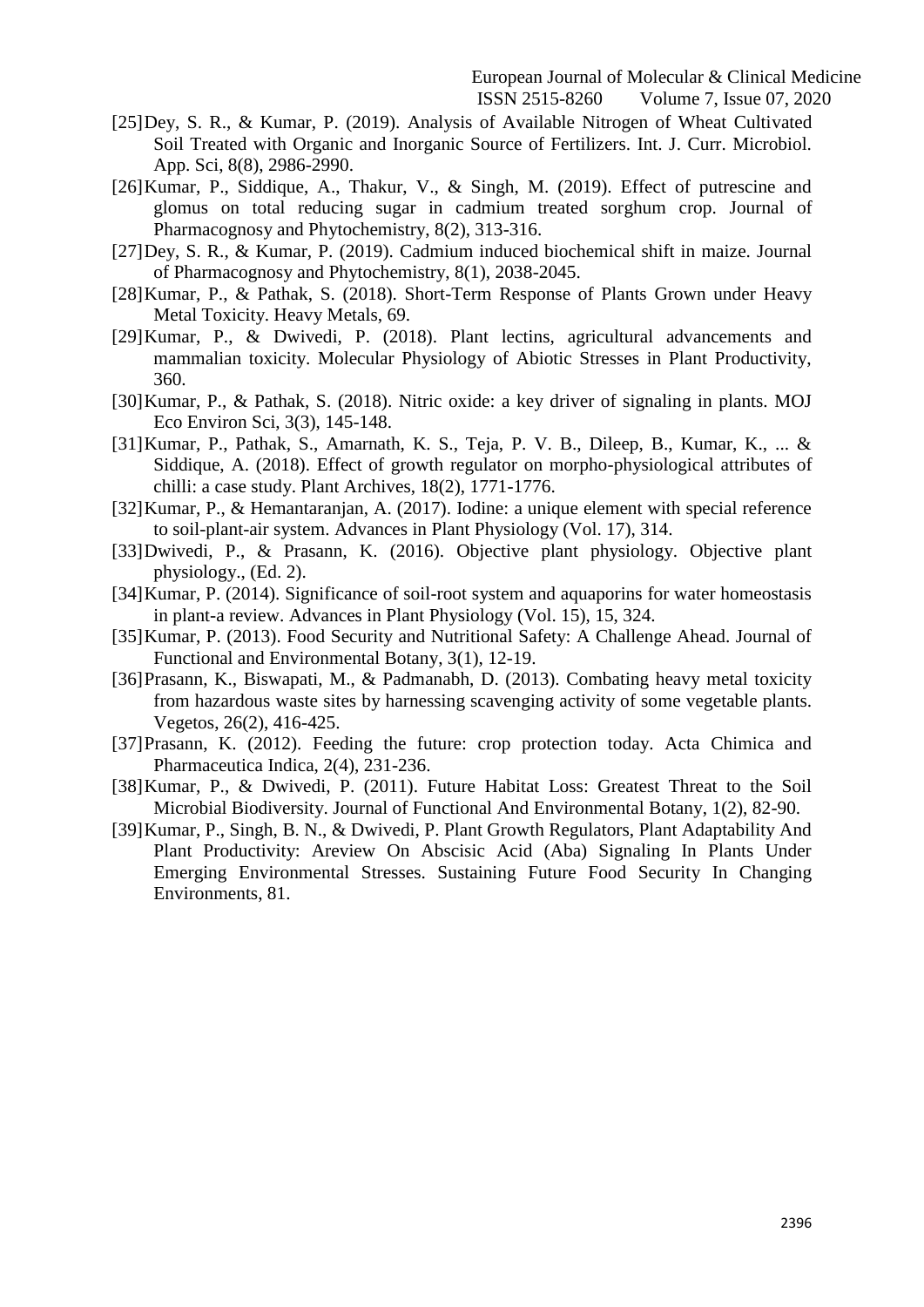[25] Dey, S. R., & Kumar, P. (2019). Analysis of Available Nitrogen of Wheat Cultivated Soil Treated with Organic and Inorganic Source of Fertilizers. Int. J. Curr. Microbiol. App. Sci, 8(8), 2986-2990.

[26] Kumar, P., Siddique, A., Thakur, V., & Singh, M. (2019). Effect of putrescine and glomus on total reducing sugar in cadmium treated sorghum crop. Journal of Pharmacognosy and Phytochemistry, 8(2), 313-316.

[27] Dey, S. R., & Kumar, P. (2019). Cadmium induced biochemical shift in maize. Journal of Pharmacognosy and Phytochemistry, 8(1), 2038-2045.

[28] Kumar, P., & Pathak, S. (2018). Short-Term Response of Plants Grown under Heavy Metal Toxicity. Heavy Metals, 69.

[29] Kumar, P., & Dwivedi, P. (2018). Plant lectins, agricultural advancements and mammalian toxicity. Molecular Physiology of Abiotic Stresses in Plant Productivity, 360.

[30] Kumar, P., & Pathak, S. (2018). Nitric oxide: a key driver of signaling in plants. MOJ Eco Environ Sci, 3(3), 145-148.

[31] Kumar, P., Pathak, S., Amarnath, K. S., Teja, P. V. B., Dileep, B., Kumar, K., ... & Siddique, A. (2018). Effect of growth regulator on morpho-physiological attributes of chilli: a case study. Plant Archives, 18(2), 1771-1776.

[32] Kumar, P., & Hemantaranjan, A. (2017). Iodine: a unique element with special reference to soil-plant-air system. Advances in Plant Physiology (Vol. 17), 314.

[33] Dwivedi, P., & Prasann, K. (2016). Objective plant physiology. Objective plant physiology., (Ed. 2).

[34] Kumar, P. (2014). Significance of soil-root system and aquaporins for water homeostasis in plant-a review. Advances in Plant Physiology (Vol. 15), 15, 324.

[35] Kumar, P. (2013). Food Security and Nutritional Safety: A Challenge Ahead. Journal of Functional and Environmental Botany, 3(1), 12-19.

[36] Prasann, K., Biswapati, M., & Padmanabh, D. (2013). Combating heavy metal toxicity from hazardous waste sites by harnessing scavenging activity of some vegetable plants. Vegetos, 26(2), 416-425.

[37] Prasann, K. (2012). Feeding the future: crop protection today. Acta Chimica and Pharmaceutica Indica, 2(4), 231-236.

[38] Kumar, P., & Dwivedi, P. (2011). Future Habitat Loss: Greatest Threat to the Soil Microbial Biodiversity. Journal of Functional And Environmental Botany, 1(2), 82-90.

[39] Kumar, P., Singh, B. N., & Dwivedi, P. Plant Growth Regulators, Plant Adaptability And Plant Productivity: Areview On Abscisic Acid (Aba) Signaling In Plants Under Emerging Environmental Stresses. Sustaining Future Food Security In Changing Environments, 81.